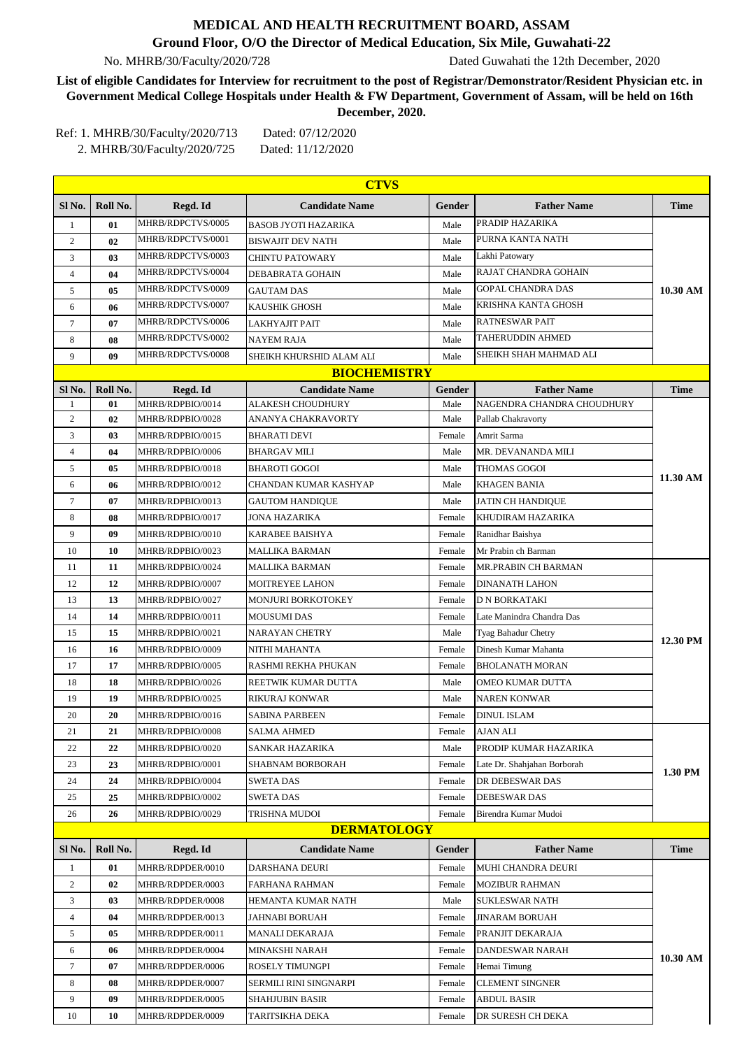# MEDICAL AND HEALTH RECRUITMENT BOARD, ASSAM

**Ground Floor, O/O the Director of Medical Education, Six Mile, Guwahati-22**

No. MHRB/30/Faculty/2020/728 Dated Guwahati the 12th December, 2020

**List of eligible Candidates for Interview for recruitment to the post of Registrar/Demonstrator/Resident Physician etc. in Government Medical College Hospitals under Health & FW Department, Government of Assam, will be held on 16th December, 2020.**

Ref: 1. MHRB/30/Faculty/2020/713 Dated: 07/12/2020
2. MHRB/30/Faculty/2020/725 Dated: 11/12/2020

## CTVS

| Sl No. | Roll No. | Regd. Id | Candidate Name | Gender | Father Name | Time |
|---|---|---|---|---|---|---|
| 1 | 01 | MHRB/RDPCTVS/0005 | BASOB JYOTI HAZARIKA | Male | PRADIP HAZARIKA | 10.30 AM |
| 2 | 02 | MHRB/RDPCTVS/0001 | BISWAJIT DEV NATH | Male | PURNA KANTA NATH | |
| 3 | 03 | MHRB/RDPCTVS/0003 | CHINTU PATOWARY | Male | Lakhi Patowary | |
| 4 | 04 | MHRB/RDPCTVS/0004 | DEBABRATA GOHAIN | Male | RAJAT CHANDRA GOHAIN | |
| 5 | 05 | MHRB/RDPCTVS/0009 | GAUTAM DAS | Male | GOPAL CHANDRA DAS | |
| 6 | 06 | MHRB/RDPCTVS/0007 | KAUSHIK GHOSH | Male | KRISHNA KANTA GHOSH | |
| 7 | 07 | MHRB/RDPCTVS/0006 | LAKHYAJIT PAIT | Male | RATNESWAR PAIT | |
| 8 | 08 | MHRB/RDPCTVS/0002 | NAYEM RAJA | Male | TAHERUDDIN AHMED | |
| 9 | 09 | MHRB/RDPCTVS/0008 | SHEIKH KHURSHID ALAM ALI | Male | SHEIKH SHAH MAHMAD ALI | |

## BIOCHEMISTRY

| Sl No. | Roll No. | Regd. Id | Candidate Name | Gender | Father Name | Time |
|---|---|---|---|---|---|---|
| 1 | 01 | MHRB/RDPBIO/0014 | ALAKESH CHOUDHURY | Male | NAGENDRA CHANDRA CHOUDHURY | 11.30 AM |
| 2 | 02 | MHRB/RDPBIO/0028 | ANANYA CHAKRAVORTY | Male | Pallab Chakravorty | |
| 3 | 03 | MHRB/RDPBIO/0015 | BHARATI DEVI | Female | Amrit Sarma | |
| 4 | 04 | MHRB/RDPBIO/0006 | BHARGAV MILI | Male | MR. DEVANANDA MILI | |
| 5 | 05 | MHRB/RDPBIO/0018 | BHAROTI GOGOI | Male | THOMAS GOGOI | |
| 6 | 06 | MHRB/RDPBIO/0012 | CHANDAN KUMAR KASHYAP | Male | KHAGEN BANIA | |
| 7 | 07 | MHRB/RDPBIO/0013 | GAUTOM HANDIQUE | Male | JATIN CH HANDIQUE | |
| 8 | 08 | MHRB/RDPBIO/0017 | JONA HAZARIKA | Female | KHUDIRAM HAZARIKA | |
| 9 | 09 | MHRB/RDPBIO/0010 | KARABEE BAISHYA | Female | Ranidhar Baishya | |
| 10 | 10 | MHRB/RDPBIO/0023 | MALLIKA BARMAN | Female | Mr Prabin ch Barman | |
| 11 | 11 | MHRB/RDPBIO/0024 | MALLIKA BARMAN | Female | MR.PRABIN CH BARMAN | 12.30 PM |
| 12 | 12 | MHRB/RDPBIO/0007 | MOITREYEE LAHON | Female | DINANATH LAHON | |
| 13 | 13 | MHRB/RDPBIO/0027 | MONJURI BORKOTOKEY | Female | D N BORKATAKI | |
| 14 | 14 | MHRB/RDPBIO/0011 | MOUSUMI DAS | Female | Late Manindra Chandra Das | |
| 15 | 15 | MHRB/RDPBIO/0021 | NARAYAN CHETRY | Male | Tyag Bahadur Chetry | |
| 16 | 16 | MHRB/RDPBIO/0009 | NITHI MAHANTA | Female | Dinesh Kumar Mahanta | |
| 17 | 17 | MHRB/RDPBIO/0005 | RASHMI REKHA PHUKAN | Female | BHOLANATH MORAN | |
| 18 | 18 | MHRB/RDPBIO/0026 | REETWIK KUMAR DUTTA | Male | OMEO KUMAR DUTTA | |
| 19 | 19 | MHRB/RDPBIO/0025 | RIKURAJ KONWAR | Male | NAREN KONWAR | |
| 20 | 20 | MHRB/RDPBIO/0016 | SABINA PARBEEN | Female | DINUL ISLAM | |
| 21 | 21 | MHRB/RDPBIO/0008 | SALMA AHMED | Female | AJAN ALI | 1.30 PM |
| 22 | 22 | MHRB/RDPBIO/0020 | SANKAR HAZARIKA | Male | PRODIP KUMAR HAZARIKA | |
| 23 | 23 | MHRB/RDPBIO/0001 | SHABNAM BORBORAH | Female | Late Dr. Shahjahan Borborah | |
| 24 | 24 | MHRB/RDPBIO/0004 | SWETA DAS | Female | DR DEBESWAR DAS | |
| 25 | 25 | MHRB/RDPBIO/0002 | SWETA DAS | Female | DEBESWAR DAS | |
| 26 | 26 | MHRB/RDPBIO/0029 | TRISHNA MUDOI | Female | Birendra Kumar Mudoi | |

## DERMATOLOGY

| Sl No. | Roll No. | Regd. Id | Candidate Name | Gender | Father Name | Time |
|---|---|---|---|---|---|---|
| 1 | 01 | MHRB/RDPDER/0010 | DARSHANA DEURI | Female | MUHI CHANDRA DEURI | 10.30 AM |
| 2 | 02 | MHRB/RDPDER/0003 | FARHANA RAHMAN | Female | MOZIBUR RAHMAN | |
| 3 | 03 | MHRB/RDPDER/0008 | HEMANTA KUMAR NATH | Male | SUKLESWAR NATH | |
| 4 | 04 | MHRB/RDPDER/0013 | JAHNABI BORUAH | Female | JINARAM BORUAH | |
| 5 | 05 | MHRB/RDPDER/0011 | MANALI DEKARAJA | Female | PRANJIT DEKARAJA | |
| 6 | 06 | MHRB/RDPDER/0004 | MINAKSHI NARAH | Female | DANDESWAR NARAH | |
| 7 | 07 | MHRB/RDPDER/0006 | ROSELY TIMUNGPI | Female | Hemai Timung | |
| 8 | 08 | MHRB/RDPDER/0007 | SERMILI RINI SINGNARPI | Female | CLEMENT SINGNER | |
| 9 | 09 | MHRB/RDPDER/0005 | SHAHJUBIN BASIR | Female | ABDUL BASIR | |
| 10 | 10 | MHRB/RDPDER/0009 | TARITSIKHA DEKA | Female | DR SURESH CH DEKA | |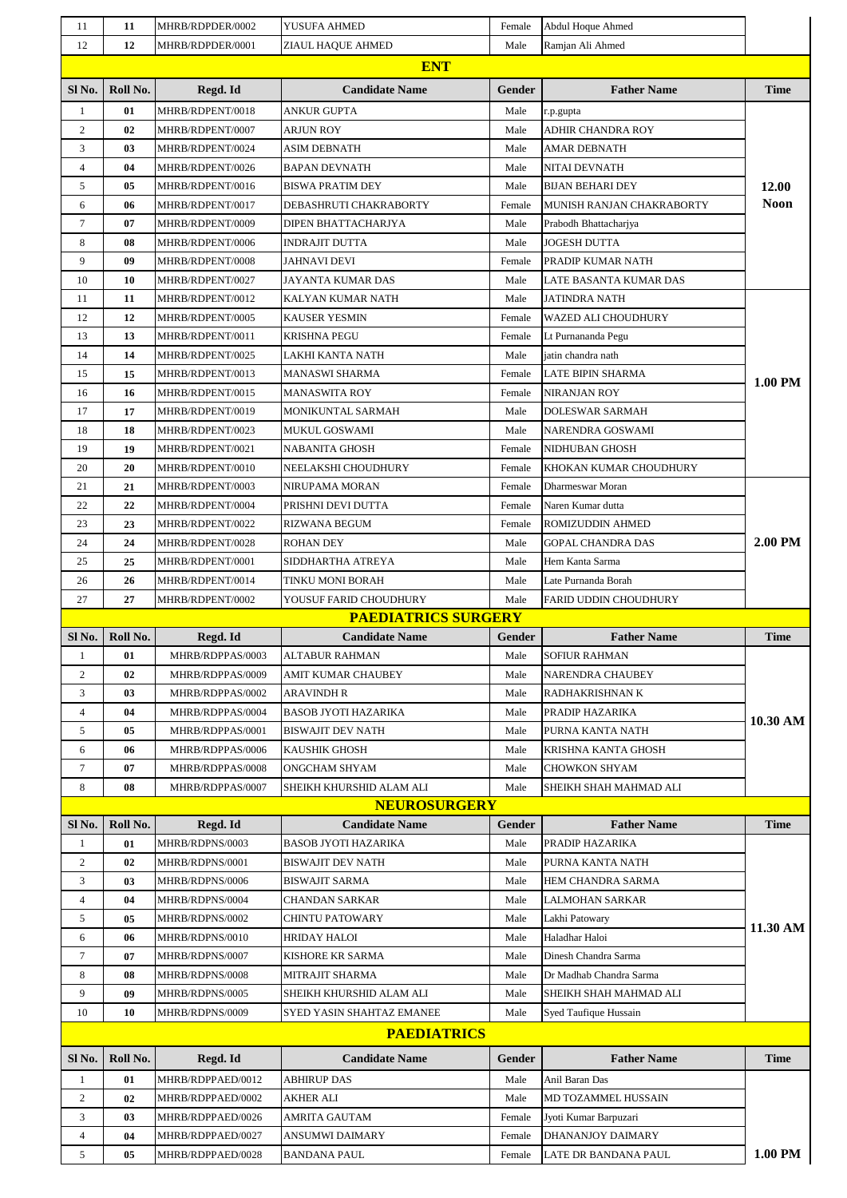| Sl No. | Roll No. | Regd. Id | Candidate Name | Gender | Father Name | Time |
|---|---|---|---|---|---|---|
| 11 | 11 | MHRB/RDPDER/0002 | YUSUFA AHMED | Female | Abdul Hoque Ahmed | |
| 12 | 12 | MHRB/RDPDER/0001 | ZIAUL HAQUE AHMED | Male | Ramjan Ali Ahmed | |

## ENT

| Sl No. | Roll No. | Regd. Id | Candidate Name | Gender | Father Name | Time |
|---|---|---|---|---|---|---|
| 1 | 01 | MHRB/RDPENT/0018 | ANKUR GUPTA | Male | r.p.gupta | 12.00 Noon |
| 2 | 02 | MHRB/RDPENT/0007 | ARJUN ROY | Male | ADHIR CHANDRA ROY | |
| 3 | 03 | MHRB/RDPENT/0024 | ASIM DEBNATH | Male | AMAR DEBNATH | |
| 4 | 04 | MHRB/RDPENT/0026 | BAPAN DEVNATH | Male | NITAI DEVNATH | |
| 5 | 05 | MHRB/RDPENT/0016 | BISWA PRATIM DEY | Male | BIJAN BEHARI DEY | |
| 6 | 06 | MHRB/RDPENT/0017 | DEBASHRUTI CHAKRABORTY | Female | MUNISH RANJAN CHAKRABORTY | |
| 7 | 07 | MHRB/RDPENT/0009 | DIPEN BHATTACHARJYA | Male | Prabodh Bhattacharjya | |
| 8 | 08 | MHRB/RDPENT/0006 | INDRAJIT DUTTA | Male | JOGESH DUTTA | |
| 9 | 09 | MHRB/RDPENT/0008 | JAHNAVI DEVI | Female | PRADIP KUMAR NATH | |
| 10 | 10 | MHRB/RDPENT/0027 | JAYANTA KUMAR DAS | Male | LATE BASANTA KUMAR DAS | |
| 11 | 11 | MHRB/RDPENT/0012 | KALYAN KUMAR NATH | Male | JATINDRA NATH | 1.00 PM |
| 12 | 12 | MHRB/RDPENT/0005 | KAUSER YESMIN | Female | WAZED ALI CHOUDHURY | |
| 13 | 13 | MHRB/RDPENT/0011 | KRISHNA PEGU | Female | Lt Purnananda Pegu | |
| 14 | 14 | MHRB/RDPENT/0025 | LAKHI KANTA NATH | Male | jatin chandra nath | |
| 15 | 15 | MHRB/RDPENT/0013 | MANASWI SHARMA | Female | LATE BIPIN SHARMA | |
| 16 | 16 | MHRB/RDPENT/0015 | MANASWITA ROY | Female | NIRANJAN ROY | |
| 17 | 17 | MHRB/RDPENT/0019 | MONIKUNTAL SARMAH | Male | DOLESWAR SARMAH | |
| 18 | 18 | MHRB/RDPENT/0023 | MUKUL GOSWAMI | Male | NARENDRA GOSWAMI | |
| 19 | 19 | MHRB/RDPENT/0021 | NABANITA GHOSH | Female | NIDHUBAN GHOSH | |
| 20 | 20 | MHRB/RDPENT/0010 | NEELAKSHI CHOUDHURY | Female | KHOKAN KUMAR CHOUDHURY | |
| 21 | 21 | MHRB/RDPENT/0003 | NIRUPAMA MORAN | Female | Dharmeswar Moran | 2.00 PM |
| 22 | 22 | MHRB/RDPENT/0004 | PRISHNI DEVI DUTTA | Female | Naren Kumar dutta | |
| 23 | 23 | MHRB/RDPENT/0022 | RIZWANA BEGUM | Female | ROMIZUDDIN AHMED | |
| 24 | 24 | MHRB/RDPENT/0028 | ROHAN DEY | Male | GOPAL CHANDRA DAS | |
| 25 | 25 | MHRB/RDPENT/0001 | SIDDHARTHA ATREYA | Male | Hem Kanta Sarma | |
| 26 | 26 | MHRB/RDPENT/0014 | TINKU MONI BORAH | Male | Late Purnanda Borah | |
| 27 | 27 | MHRB/RDPENT/0002 | YOUSUF FARID CHOUDHURY | Male | FARID UDDIN CHOUDHURY | |

## PAEDIATRICS SURGERY

| Sl No. | Roll No. | Regd. Id | Candidate Name | Gender | Father Name | Time |
|---|---|---|---|---|---|---|
| 1 | 01 | MHRB/RDPPAS/0003 | ALTABUR RAHMAN | Male | SOFIUR RAHMAN | 10.30 AM |
| 2 | 02 | MHRB/RDPPAS/0009 | AMIT KUMAR CHAUBEY | Male | NARENDRA CHAUBEY | |
| 3 | 03 | MHRB/RDPPAS/0002 | ARAVINDH R | Male | RADHAKRISHNAN K | |
| 4 | 04 | MHRB/RDPPAS/0004 | BASOB JYOTI HAZARIKA | Male | PRADIP HAZARIKA | |
| 5 | 05 | MHRB/RDPPAS/0001 | BISWAJIT DEV NATH | Male | PURNA KANTA NATH | |
| 6 | 06 | MHRB/RDPPAS/0006 | KAUSHIK GHOSH | Male | KRISHNA KANTA GHOSH | |
| 7 | 07 | MHRB/RDPPAS/0008 | ONGCHAM SHYAM | Male | CHOWKON SHYAM | |
| 8 | 08 | MHRB/RDPPAS/0007 | SHEIKH KHURSHID ALAM ALI | Male | SHEIKH SHAH MAHMAD ALI | |

## NEUROSURGERY

| Sl No. | Roll No. | Regd. Id | Candidate Name | Gender | Father Name | Time |
|---|---|---|---|---|---|---|
| 1 | 01 | MHRB/RDPNS/0003 | BASOB JYOTI HAZARIKA | Male | PRADIP HAZARIKA | 11.30 AM |
| 2 | 02 | MHRB/RDPNS/0001 | BISWAJIT DEV NATH | Male | PURNA KANTA NATH | |
| 3 | 03 | MHRB/RDPNS/0006 | BISWAJIT SARMA | Male | HEM CHANDRA SARMA | |
| 4 | 04 | MHRB/RDPNS/0004 | CHANDAN SARKAR | Male | LALMOHAN SARKAR | |
| 5 | 05 | MHRB/RDPNS/0002 | CHINTU PATOWARY | Male | Lakhi Patowary | |
| 6 | 06 | MHRB/RDPNS/0010 | HRIDAY HALOI | Male | Haladhar Haloi | |
| 7 | 07 | MHRB/RDPNS/0007 | KISHORE KR SARMA | Male | Dinesh Chandra Sarma | |
| 8 | 08 | MHRB/RDPNS/0008 | MITRAJIT SHARMA | Male | Dr Madhab Chandra Sarma | |
| 9 | 09 | MHRB/RDPNS/0005 | SHEIKH KHURSHID ALAM ALI | Male | SHEIKH SHAH MAHMAD ALI | |
| 10 | 10 | MHRB/RDPNS/0009 | SYED YASIN SHAHTAZ EMANEE | Male | Syed Taufique Hussain | |

## PAEDIATRICS

| Sl No. | Roll No. | Regd. Id | Candidate Name | Gender | Father Name | Time |
|---|---|---|---|---|---|---|
| 1 | 01 | MHRB/RDPPAED/0012 | ABHIRUP DAS | Male | Anil Baran Das | 1.00 PM |
| 2 | 02 | MHRB/RDPPAED/0002 | AKHER ALI | Male | MD TOZAMMEL HUSSAIN | |
| 3 | 03 | MHRB/RDPPAED/0026 | AMRITA GAUTAM | Female | Jyoti Kumar Barpuzari | |
| 4 | 04 | MHRB/RDPPAED/0027 | ANSUMWI DAIMARY | Female | DHANANJOY DAIMARY | |
| 5 | 05 | MHRB/RDPPAED/0028 | BANDANA PAUL | Female | LATE DR BANDANA PAUL | |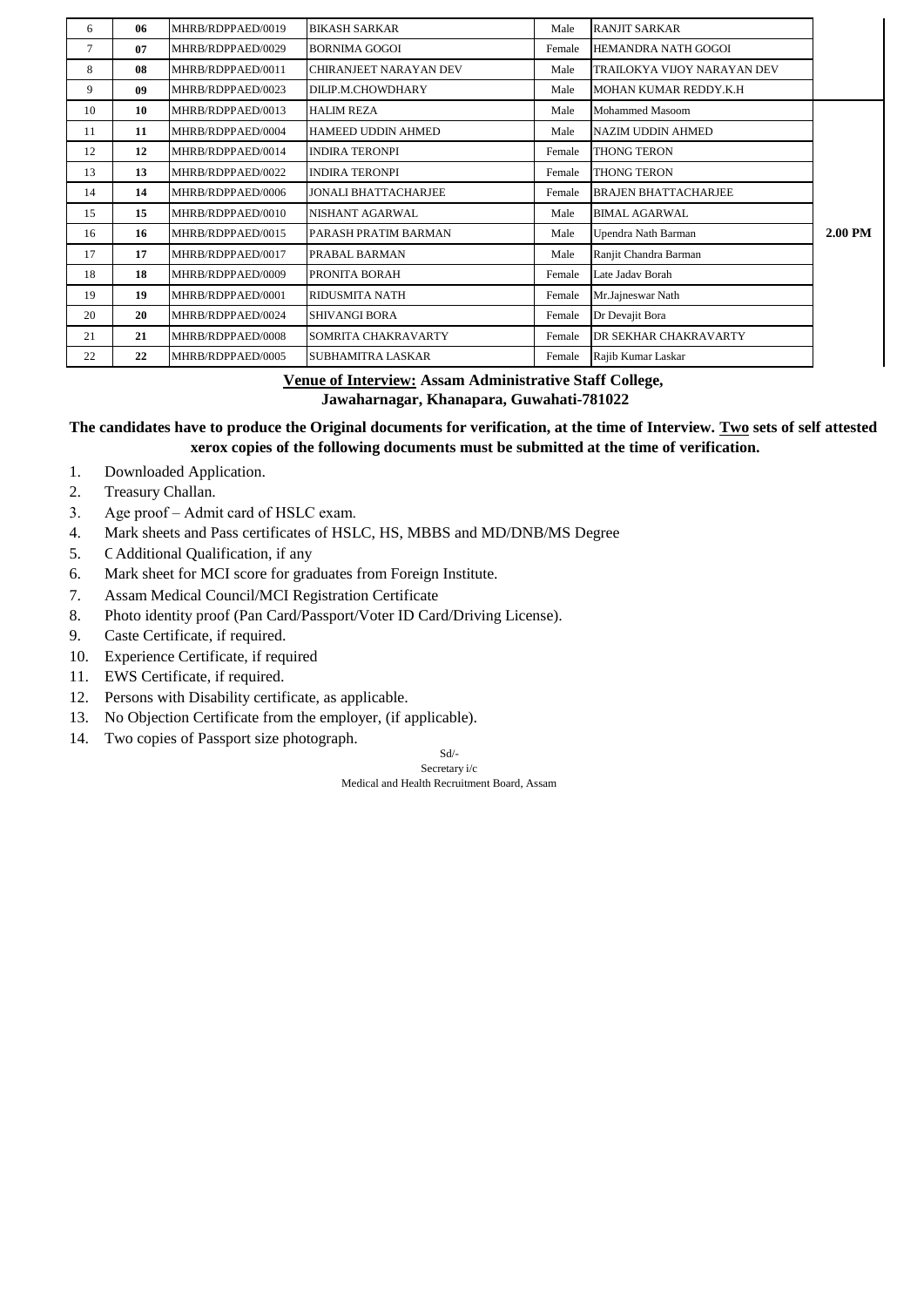| | | | | | | |
|---|---|---|---|---|---|---|
| 6 | **06** | MHRB/RDPPAED/0019 | BIKASH SARKAR | Male | RANJIT SARKAR | |
| 7 | **07** | MHRB/RDPPAED/0029 | BORNIMA GOGOI | Female | HEMANDRA NATH GOGOI | |
| 8 | **08** | MHRB/RDPPAED/0011 | CHIRANJEET NARAYAN DEV | Male | TRAILOKYA VIJOY NARAYAN DEV | |
| 9 | **09** | MHRB/RDPPAED/0023 | DILIP.M.CHOWDHARY | Male | MOHAN KUMAR REDDY.K.H | |
| 10 | **10** | MHRB/RDPPAED/0013 | HALIM REZA | Male | Mohammed Masoom | |
| 11 | **11** | MHRB/RDPPAED/0004 | HAMEED UDDIN AHMED | Male | NAZIM UDDIN AHMED | |
| 12 | **12** | MHRB/RDPPAED/0014 | INDIRA TERONPI | Female | THONG TERON | |
| 13 | **13** | MHRB/RDPPAED/0022 | INDIRA TERONPI | Female | THONG TERON | |
| 14 | **14** | MHRB/RDPPAED/0006 | JONALI BHATTACHARJEE | Female | BRAJEN BHATTACHARJEE | |
| 15 | **15** | MHRB/RDPPAED/0010 | NISHANT AGARWAL | Male | BIMAL AGARWAL | |
| 16 | **16** | MHRB/RDPPAED/0015 | PARASH PRATIM BARMAN | Male | Upendra Nath Barman | **2.00 PM** |
| 17 | **17** | MHRB/RDPPAED/0017 | PRABAL BARMAN | Male | Ranjit Chandra Barman | |
| 18 | **18** | MHRB/RDPPAED/0009 | PRONITA BORAH | Female | Late Jadav Borah | |
| 19 | **19** | MHRB/RDPPAED/0001 | RIDUSMITA NATH | Female | Mr.Jajneswar Nath | |
| 20 | **20** | MHRB/RDPPAED/0024 | SHIVANGI BORA | Female | Dr Devajit Bora | |
| 21 | **21** | MHRB/RDPPAED/0008 | SOMRITA CHAKRAVARTY | Female | DR SEKHAR CHAKRAVARTY | |
| 22 | **22** | MHRB/RDPPAED/0005 | SUBHAMITRA LASKAR | Female | Rajib Kumar Laskar | |

**Venue of Interview: Assam Administrative Staff College, Jawaharnagar, Khanapara, Guwahati-781022**

**The candidates have to produce the Original documents for verification, at the time of Interview. Two sets of self attested xerox copies of the following documents must be submitted at the time of verification.**

1. Downloaded Application.
2. Treasury Challan.
3. Age proof – Admit card of HSLC exam.
4. Mark sheets and Pass certificates of HSLC, HS, MBBS and MD/DNB/MS Degree
5. C Additional Qualification, if any
6. Mark sheet for MCI score for graduates from Foreign Institute.
7. Assam Medical Council/MCI Registration Certificate
8. Photo identity proof (Pan Card/Passport/Voter ID Card/Driving License).
9. Caste Certificate, if required.
10. Experience Certificate, if required
11. EWS Certificate, if required.
12. Persons with Disability certificate, as applicable.
13. No Objection Certificate from the employer, (if applicable).
14. Two copies of Passport size photograph.

Sd/-
Secretary i/c
Medical and Health Recruitment Board, Assam